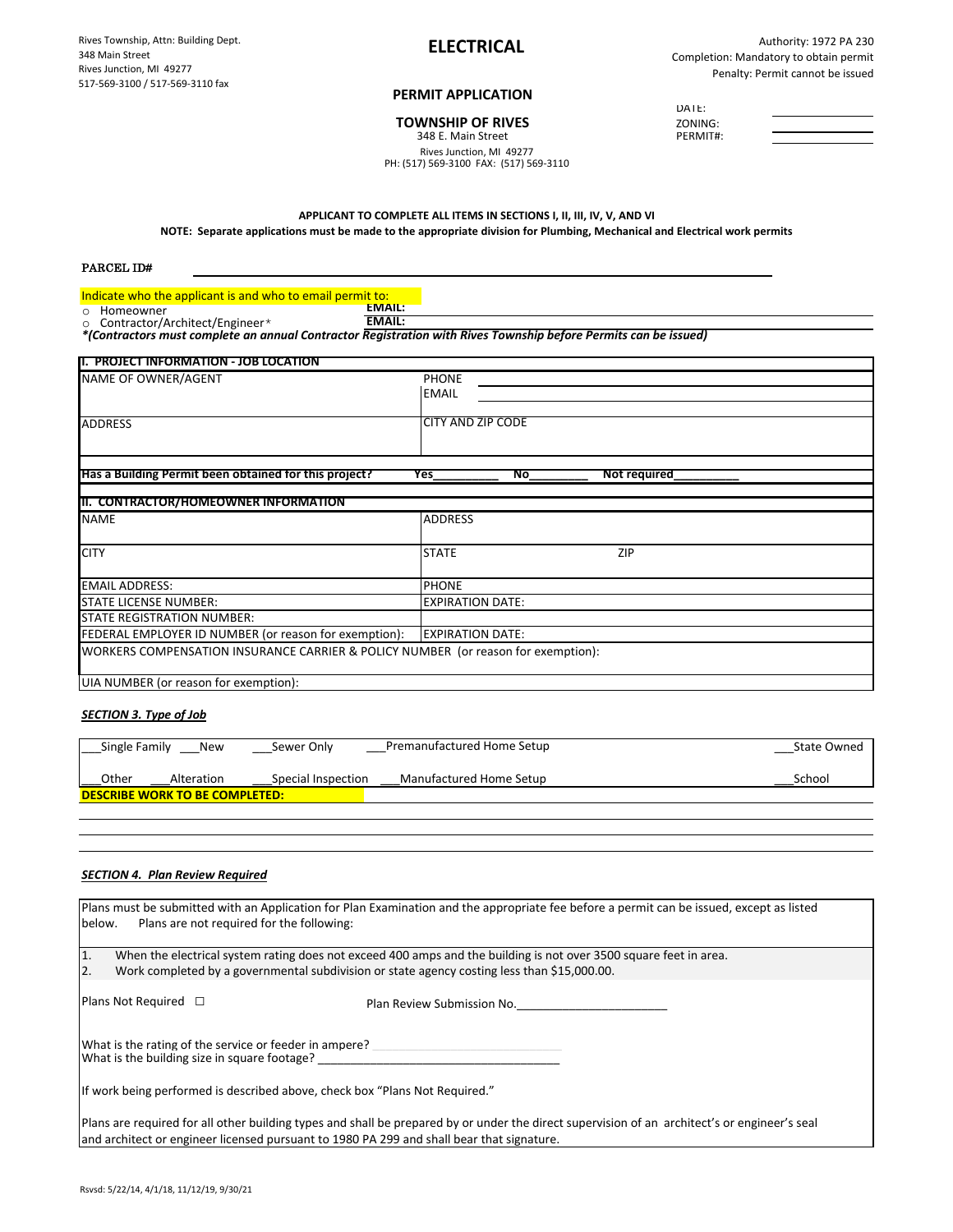Rives Township, Attn: Building Dept.
348 Main Street
Rives Junction, MI 49277
517-569-3100 / 517-569-3110 fax

# ELECTRICAL

Authority: 1972 PA 230
Completion: Mandatory to obtain permit
Penalty: Permit cannot be issued

## PERMIT APPLICATION

**TOWNSHIP OF RIVES**
348 E. Main Street
Rives Junction, MI 49277
PH: (517) 569-3100 FAX: (517) 569-3110

DATE: ____________
ZONING: ____________
PERMIT#: ____________

**APPLICANT TO COMPLETE ALL ITEMS IN SECTIONS I, II, III, IV, V, AND VI**

**NOTE: Separate applications must be made to the appropriate division for Plumbing, Mechanical and Electrical work permits**

PARCEL ID# ______________________________________________

Indicate who the applicant is and who to email permit to:

- ○ Homeowner **EMAIL:**
- ○ Contractor/Architect/Engineer* **EMAIL:**

***(Contractors must complete an annual Contractor Registration with Rives Township before Permits can be issued)**

| | |
|---|---|
| **I. PROJECT INFORMATION - JOB LOCATION** | |
| NAME OF OWNER/AGENT | PHONE<br>EMAIL |
| ADDRESS | CITY AND ZIP CODE |
| **Has a Building Permit been obtained for this project?** | **Yes**\_\_\_\_\_\_\_\_\_\_ **No**\_\_\_\_\_\_\_\_\_ **Not required**\_\_\_\_\_\_\_\_\_\_ |

| | |
|---|---|
| **II. CONTRACTOR/HOMEOWNER INFORMATION** | |
| NAME | ADDRESS |
| CITY | STATE ZIP |
| EMAIL ADDRESS: | PHONE |
| STATE LICENSE NUMBER: | EXPIRATION DATE: |
| STATE REGISTRATION NUMBER: | |
| FEDERAL EMPLOYER ID NUMBER (or reason for exemption): | EXPIRATION DATE: |
| WORKERS COMPENSATION INSURANCE CARRIER & POLICY NUMBER (or reason for exemption): | |
| UIA NUMBER (or reason for exemption): | |

***SECTION 3. Type of Job***

___Single Family ___New ___Sewer Only ___Premanufactured Home Setup ___State Owned

___Other ___Alteration ___Special Inspection ___Manufactured Home Setup ___School

**DESCRIBE WORK TO BE COMPLETED:**

______________________________________________

______________________________________________

______________________________________________

***SECTION 4. Plan Review Required***

Plans must be submitted with an Application for Plan Examination and the appropriate fee before a permit can be issued, except as listed below. Plans are not required for the following:

1. When the electrical system rating does not exceed 400 amps and the building is not over 3500 square feet in area.
2. Work completed by a governmental subdivision or state agency costing less than $15,000.00.

Plans Not Required ☐ Plan Review Submission No.______________________

What is the rating of the service or feeder in ampere? ______________________
What is the building size in square footage? ______________________________

If work being performed is described above, check box "Plans Not Required."

Plans are required for all other building types and shall be prepared by or under the direct supervision of an architect's or engineer's seal and architect or engineer licensed pursuant to 1980 PA 299 and shall bear that signature.

Rsvsd: 5/22/14, 4/1/18, 11/12/19, 9/30/21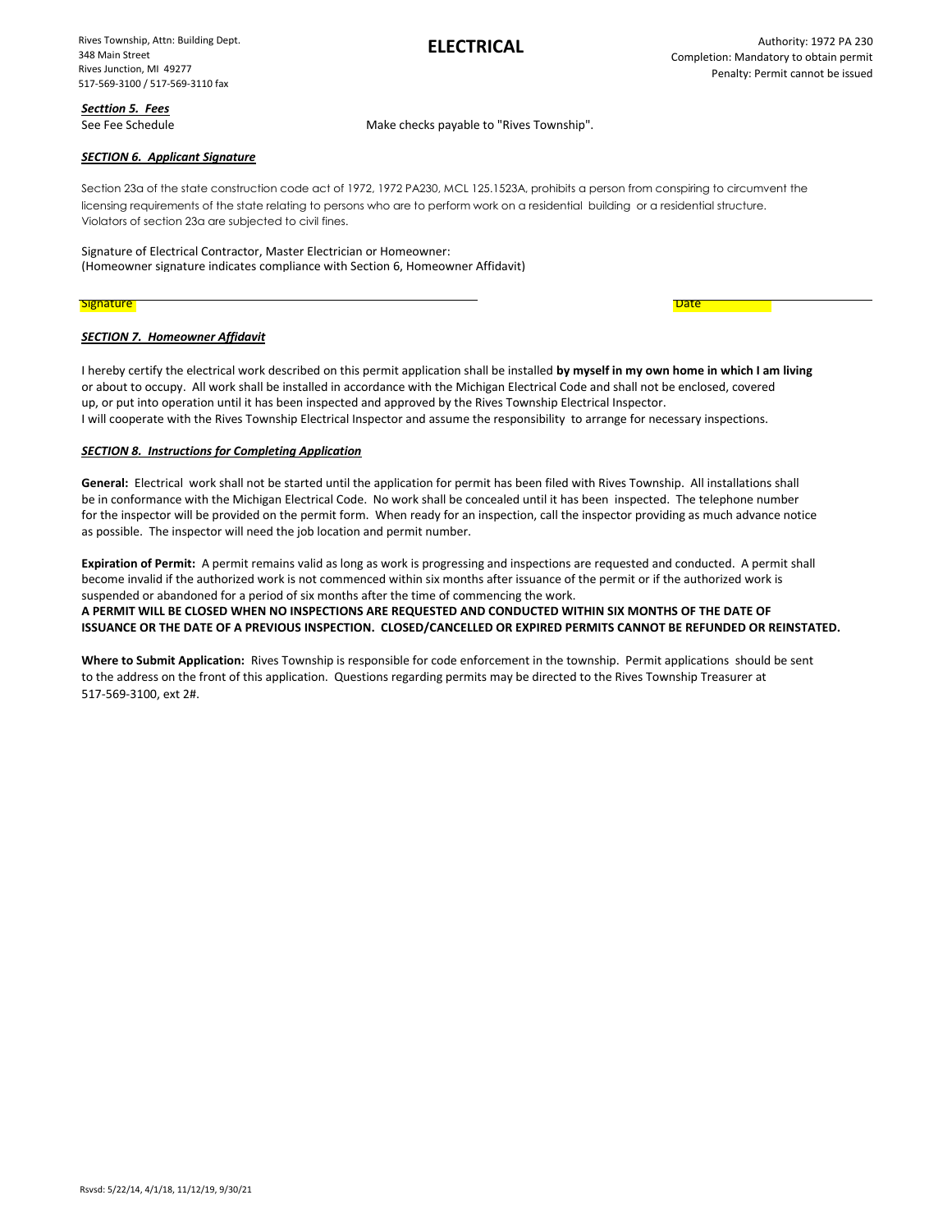Rives Township, Attn: Building Dept.
348 Main Street
Rives Junction, MI 49277
517-569-3100 / 517-569-3110 fax

# ELECTRICAL

Authority: 1972 PA 230
Completion: Mandatory to obtain permit
Penalty: Permit cannot be issued

***Secttion 5. Fees***

See Fee Schedule — Make checks payable to "Rives Township".

***SECTION 6. Applicant Signature***

Section 23a of the state construction code act of 1972, 1972 PA230, MCL 125.1523A, prohibits a person from conspiring to circumvent the licensing requirements of the state relating to persons who are to perform work on a residential building or a residential structure. Violators of section 23a are subjected to civil fines.

Signature of Electrical Contractor, Master Electrician or Homeowner:
(Homeowner signature indicates compliance with Section 6, Homeowner Affidavit)

Signature ______________________________ Date ______________

***SECTION 7. Homeowner Affidavit***

I hereby certify the electrical work described on this permit application shall be installed **by myself in my own home in which I am living** or about to occupy. All work shall be installed in accordance with the Michigan Electrical Code and shall not be enclosed, covered up, or put into operation until it has been inspected and approved by the Rives Township Electrical Inspector.
I will cooperate with the Rives Township Electrical Inspector and assume the responsibility to arrange for necessary inspections.

***SECTION 8. Instructions for Completing Application***

**General:** Electrical work shall not be started until the application for permit has been filed with Rives Township. All installations shall be in conformance with the Michigan Electrical Code. No work shall be concealed until it has been inspected. The telephone number for the inspector will be provided on the permit form. When ready for an inspection, call the inspector providing as much advance notice as possible. The inspector will need the job location and permit number.

**Expiration of Permit:** A permit remains valid as long as work is progressing and inspections are requested and conducted. A permit shall become invalid if the authorized work is not commenced within six months after issuance of the permit or if the authorized work is suspended or abandoned for a period of six months after the time of commencing the work.
**A PERMIT WILL BE CLOSED WHEN NO INSPECTIONS ARE REQUESTED AND CONDUCTED WITHIN SIX MONTHS OF THE DATE OF ISSUANCE OR THE DATE OF A PREVIOUS INSPECTION. CLOSED/CANCELLED OR EXPIRED PERMITS CANNOT BE REFUNDED OR REINSTATED.**

**Where to Submit Application:** Rives Township is responsible for code enforcement in the township. Permit applications should be sent to the address on the front of this application. Questions regarding permits may be directed to the Rives Township Treasurer at 517-569-3100, ext 2#.

Rsvsd: 5/22/14, 4/1/18, 11/12/19, 9/30/21